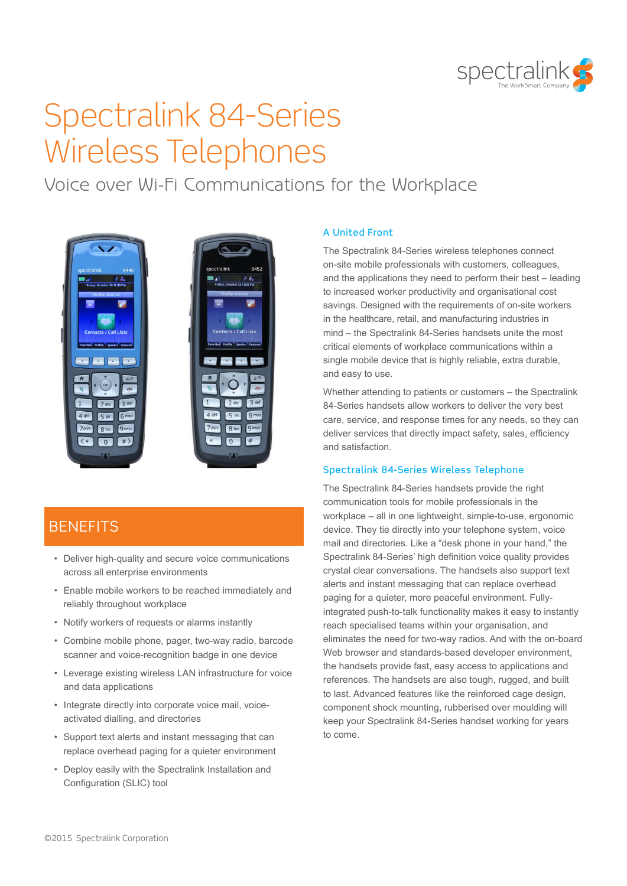# Spectralink 84-Series Wireless Telephones

## Voice over Wi-Fi Communications for the Workplace

## BENEFITS

- Deliver high-quality and secure voice communications across all enterprise environments
- Enable mobile workers to be reached immediately and reliably throughout workplace
- Notify workers of requests or alarms instantly
- Combine mobile phone, pager, two-way radio, barcode scanner and voice-recognition badge in one device
- Leverage existing wireless LAN infrastructure for voice and data applications
- Integrate directly into corporate voice mail, voice-activated dialling, and directories
- Support text alerts and instant messaging that can replace overhead paging for a quieter environment
- Deploy easily with the Spectralink Installation and Configuration (SLIC) tool

### A United Front

The Spectralink 84-Series wireless telephones connect on-site mobile professionals with customers, colleagues, and the applications they need to perform their best – leading to increased worker productivity and organisational cost savings. Designed with the requirements of on-site workers in the healthcare, retail, and manufacturing industries in mind – the Spectralink 84-Series handsets unite the most critical elements of workplace communications within a single mobile device that is highly reliable, extra durable, and easy to use.

Whether attending to patients or customers – the Spectralink 84-Series handsets allow workers to deliver the very best care, service, and response times for any needs, so they can deliver services that directly impact safety, sales, efficiency and satisfaction.

### Spectralink 84-Series Wireless Telephone

The Spectralink 84-Series handsets provide the right communication tools for mobile professionals in the workplace – all in one lightweight, simple-to-use, ergonomic device. They tie directly into your telephone system, voice mail and directories. Like a "desk phone in your hand," the Spectralink 84-Series' high definition voice quality provides crystal clear conversations. The handsets also support text alerts and instant messaging that can replace overhead paging for a quieter, more peaceful environment. Fully-integrated push-to-talk functionality makes it easy to instantly reach specialised teams within your organisation, and eliminates the need for two-way radios. And with the on-board Web browser and standards-based developer environment, the handsets provide fast, easy access to applications and references. The handsets are also tough, rugged, and built to last. Advanced features like the reinforced cage design, component shock mounting, rubberised over moulding will keep your Spectralink 84-Series handset working for years to come.

©2015 Spectralink Corporation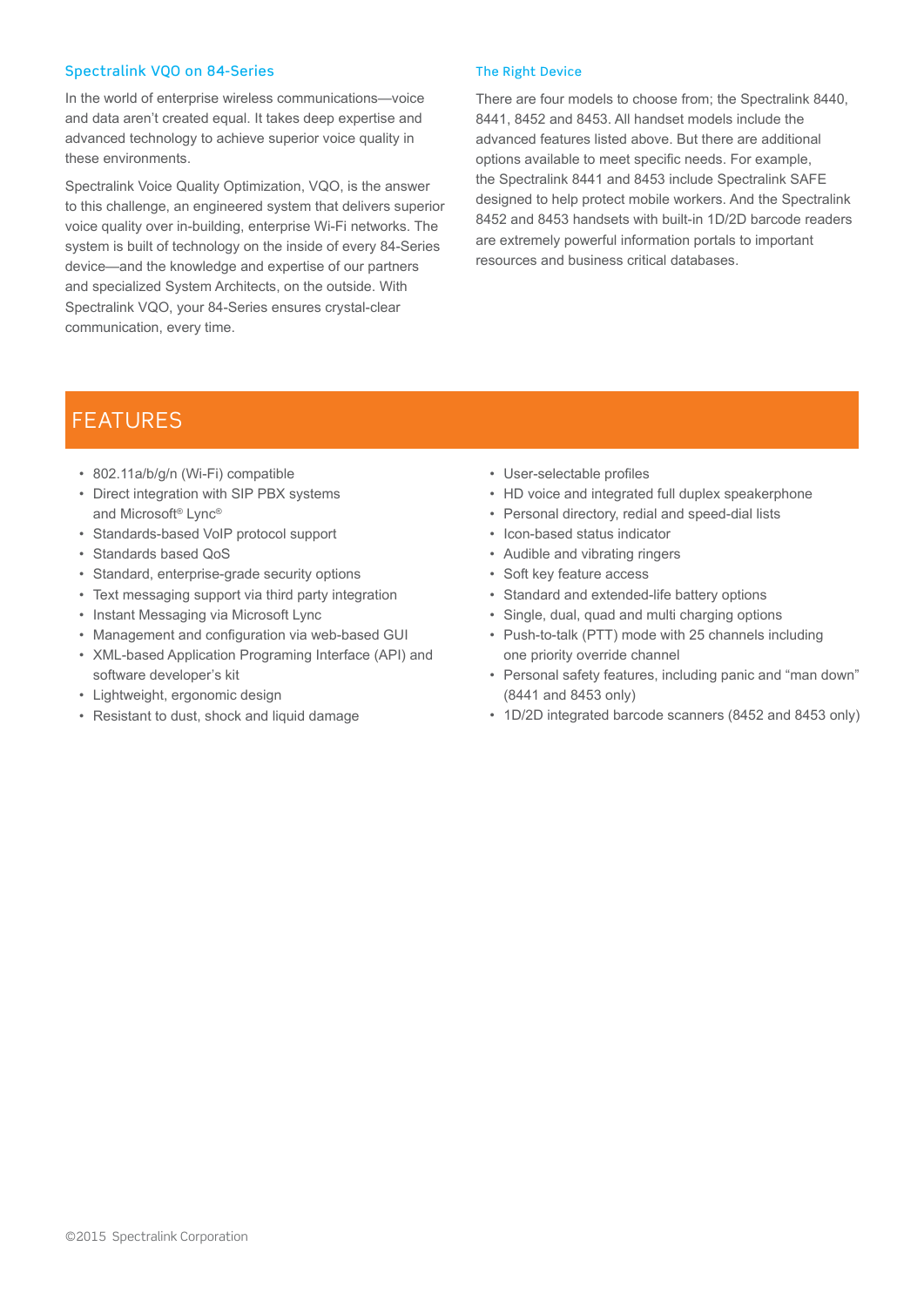## Spectralink VQO on 84-Series

In the world of enterprise wireless communications—voice and data aren't created equal. It takes deep expertise and advanced technology to achieve superior voice quality in these environments.

Spectralink Voice Quality Optimization, VQO, is the answer to this challenge, an engineered system that delivers superior voice quality over in-building, enterprise Wi-Fi networks. The system is built of technology on the inside of every 84-Series device—and the knowledge and expertise of our partners and specialized System Architects, on the outside. With Spectralink VQO, your 84-Series ensures crystal-clear communication, every time.

## The Right Device

There are four models to choose from; the Spectralink 8440, 8441, 8452 and 8453. All handset models include the advanced features listed above. But there are additional options available to meet specific needs. For example, the Spectralink 8441 and 8453 include Spectralink SAFE designed to help protect mobile workers. And the Spectralink 8452 and 8453 handsets with built-in 1D/2D barcode readers are extremely powerful information portals to important resources and business critical databases.

# FEATURES

- 802.11a/b/g/n (Wi-Fi) compatible
- Direct integration with SIP PBX systems and Microsoft® Lync®
- Standards-based VoIP protocol support
- Standards based QoS
- Standard, enterprise-grade security options
- Text messaging support via third party integration
- Instant Messaging via Microsoft Lync
- Management and configuration via web-based GUI
- XML-based Application Programing Interface (API) and software developer's kit
- Lightweight, ergonomic design
- Resistant to dust, shock and liquid damage
- User-selectable profiles
- HD voice and integrated full duplex speakerphone
- Personal directory, redial and speed-dial lists
- Icon-based status indicator
- Audible and vibrating ringers
- Soft key feature access
- Standard and extended-life battery options
- Single, dual, quad and multi charging options
- Push-to-talk (PTT) mode with 25 channels including one priority override channel
- Personal safety features, including panic and "man down" (8441 and 8453 only)
- 1D/2D integrated barcode scanners (8452 and 8453 only)

©2015 Spectralink Corporation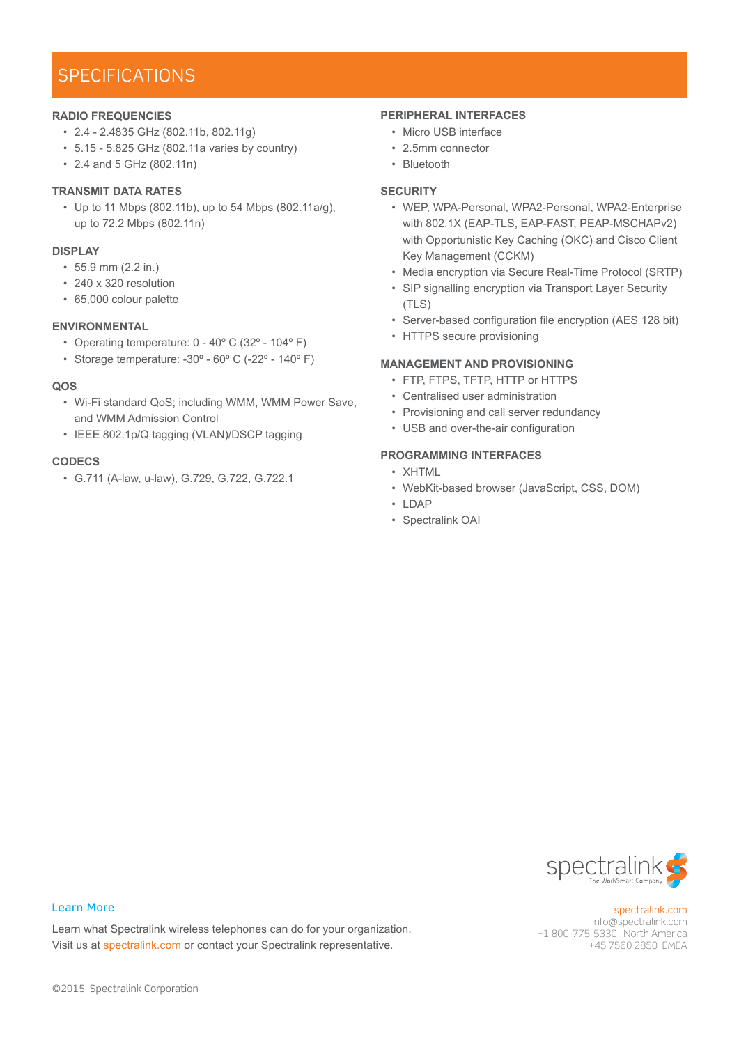# SPECIFICATIONS

### RADIO FREQUENCIES

- 2.4 - 2.4835 GHz (802.11b, 802.11g)
- 5.15 - 5.825 GHz (802.11a varies by country)
- 2.4 and 5 GHz (802.11n)

### TRANSMIT DATA RATES

- Up to 11 Mbps (802.11b), up to 54 Mbps (802.11a/g), up to 72.2 Mbps (802.11n)

### DISPLAY

- 55.9 mm (2.2 in.)
- 240 x 320 resolution
- 65,000 colour palette

### ENVIRONMENTAL

- Operating temperature: 0 - 40º C (32º - 104º F)
- Storage temperature: -30º - 60º C (-22º - 140º F)

### QOS

- Wi-Fi standard QoS; including WMM, WMM Power Save, and WMM Admission Control
- IEEE 802.1p/Q tagging (VLAN)/DSCP tagging

### CODECS

- G.711 (A-law, u-law), G.729, G.722, G.722.1

### PERIPHERAL INTERFACES

- Micro USB interface
- 2.5mm connector
- Bluetooth

### SECURITY

- WEP, WPA-Personal, WPA2-Personal, WPA2-Enterprise with 802.1X (EAP-TLS, EAP-FAST, PEAP-MSCHAPv2) with Opportunistic Key Caching (OKC) and Cisco Client Key Management (CCKM)
- Media encryption via Secure Real-Time Protocol (SRTP)
- SIP signalling encryption via Transport Layer Security (TLS)
- Server-based configuration file encryption (AES 128 bit)
- HTTPS secure provisioning

### MANAGEMENT AND PROVISIONING

- FTP, FTPS, TFTP, HTTP or HTTPS
- Centralised user administration
- Provisioning and call server redundancy
- USB and over-the-air configuration

### PROGRAMMING INTERFACES

- XHTML
- WebKit-based browser (JavaScript, CSS, DOM)
- LDAP
- Spectralink OAI

spectralink
The WorkSmart Company

### Learn More

Learn what Spectralink wireless telephones can do for your organization. Visit us at spectralink.com or contact your Spectralink representative.

spectralink.com
info@spectralink.com
+1 800-775-5330 North America
+45 7560 2850 EMEA

©2015 Spectralink Corporation